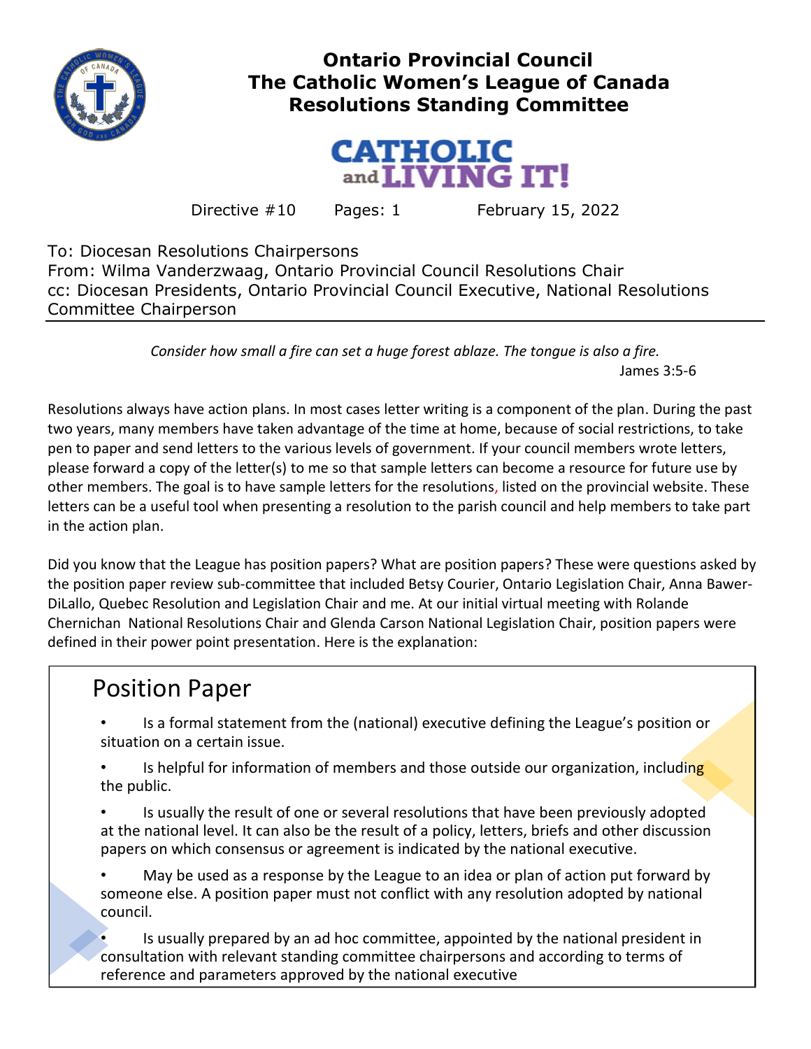# Ontario Provincial Council
# The Catholic Women's League of Canada
# Resolutions Standing Committee

**CATHOLIC and LIVING IT!**

Directive #10 Pages: 1 February 15, 2022

To: Diocesan Resolutions Chairpersons
From: Wilma Vanderzwaag, Ontario Provincial Council Resolutions Chair
cc: Diocesan Presidents, Ontario Provincial Council Executive, National Resolutions Committee Chairperson

---

*Consider how small a fire can set a huge forest ablaze. The tongue is also a fire.*
James 3:5-6

Resolutions always have action plans. In most cases letter writing is a component of the plan. During the past two years, many members have taken advantage of the time at home, because of social restrictions, to take pen to paper and send letters to the various levels of government. If your council members wrote letters, please forward a copy of the letter(s) to me so that sample letters can become a resource for future use by other members. The goal is to have sample letters for the resolutions, listed on the provincial website. These letters can be a useful tool when presenting a resolution to the parish council and help members to take part in the action plan.

Did you know that the League has position papers? What are position papers? These were questions asked by the position paper review sub-committee that included Betsy Courier, Ontario Legislation Chair, Anna Bawer-DiLallo, Quebec Resolution and Legislation Chair and me. At our initial virtual meeting with Rolande Chernichan National Resolutions Chair and Glenda Carson National Legislation Chair, position papers were defined in their power point presentation. Here is the explanation:

## Position Paper

- Is a formal statement from the (national) executive defining the League's position or situation on a certain issue.
- Is helpful for information of members and those outside our organization, including the public.
- Is usually the result of one or several resolutions that have been previously adopted at the national level. It can also be the result of a policy, letters, briefs and other discussion papers on which consensus or agreement is indicated by the national executive.
- May be used as a response by the League to an idea or plan of action put forward by someone else. A position paper must not conflict with any resolution adopted by national council.
- Is usually prepared by an ad hoc committee, appointed by the national president in consultation with relevant standing committee chairpersons and according to terms of reference and parameters approved by the national executive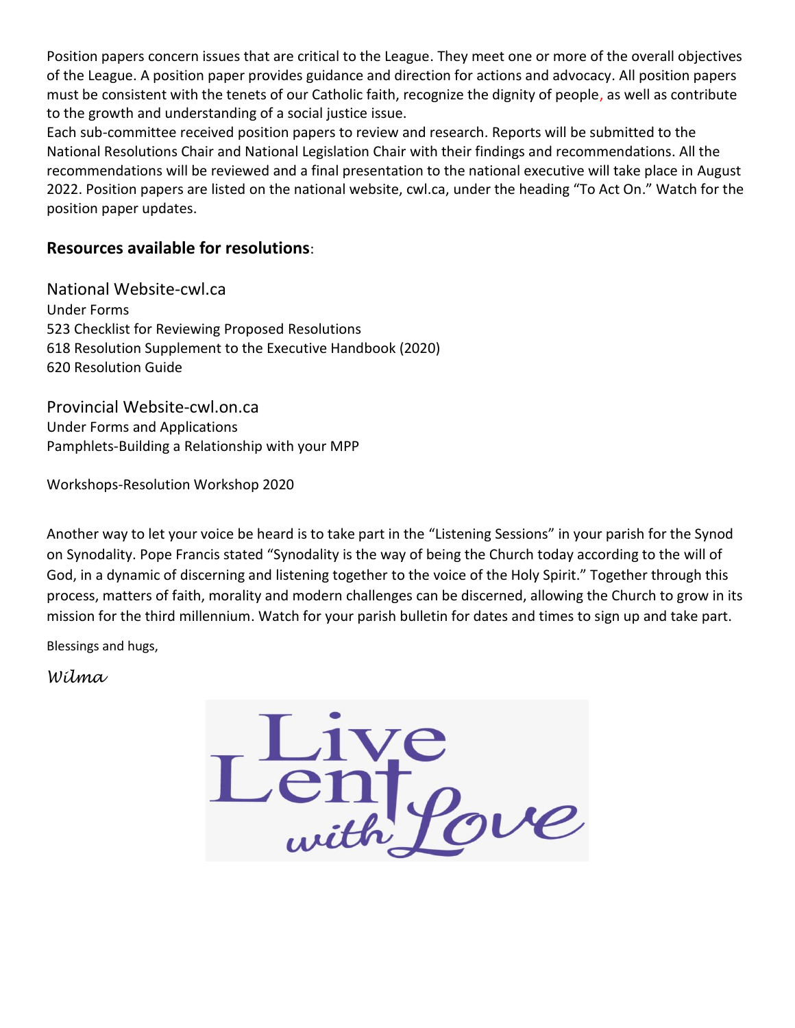Position papers concern issues that are critical to the League. They meet one or more of the overall objectives of the League. A position paper provides guidance and direction for actions and advocacy. All position papers must be consistent with the tenets of our Catholic faith, recognize the dignity of people, as well as contribute to the growth and understanding of a social justice issue.

Each sub-committee received position papers to review and research. Reports will be submitted to the National Resolutions Chair and National Legislation Chair with their findings and recommendations. All the recommendations will be reviewed and a final presentation to the national executive will take place in August 2022. Position papers are listed on the national website, cwl.ca, under the heading "To Act On." Watch for the position paper updates.

## **Resources available for resolutions**:

National Website-cwl.ca
Under Forms
523 Checklist for Reviewing Proposed Resolutions
618 Resolution Supplement to the Executive Handbook (2020)
620 Resolution Guide

Provincial Website-cwl.on.ca
Under Forms and Applications
Pamphlets-Building a Relationship with your MPP

Workshops-Resolution Workshop 2020

Another way to let your voice be heard is to take part in the "Listening Sessions" in your parish for the Synod on Synodality. Pope Francis stated "Synodality is the way of being the Church today according to the will of God, in a dynamic of discerning and listening together to the voice of the Holy Spirit." Together through this process, matters of faith, morality and modern challenges can be discerned, allowing the Church to grow in its mission for the third millennium. Watch for your parish bulletin for dates and times to sign up and take part.

Blessings and hugs,

*Wilma*

Live Lent with Love